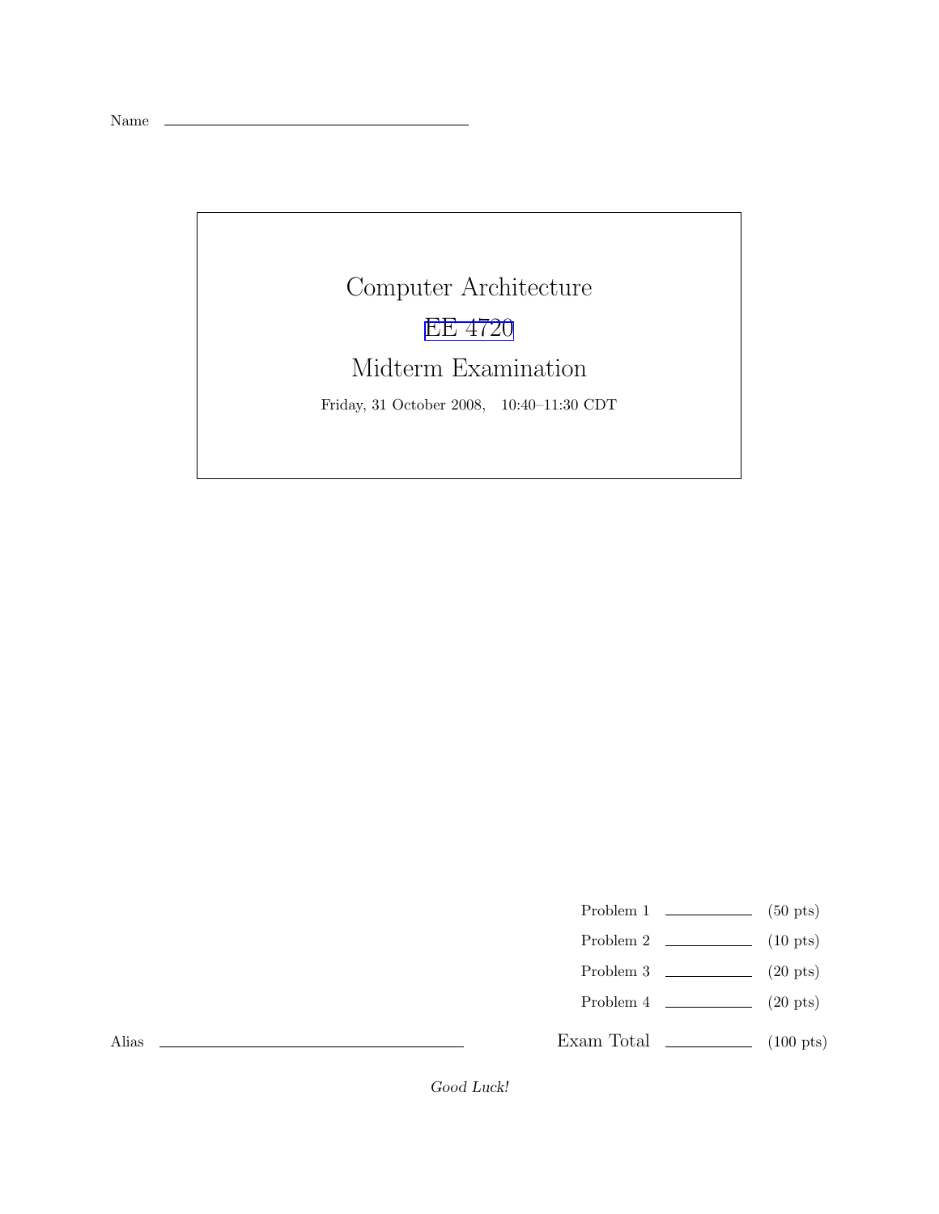Name ______________________________

# Computer Architecture

## EE 4720

## Midterm Examination

Friday, 31 October 2008, 10:40–11:30 CDT

| | | |
|---|---|---|
| Problem 1 | ______ | (50 pts) |
| Problem 2 | ______ | (10 pts) |
| Problem 3 | ______ | (20 pts) |
| Problem 4 | ______ | (20 pts) |
| Exam Total | ______ | (100 pts) |

Alias ______________________________

*Good Luck!*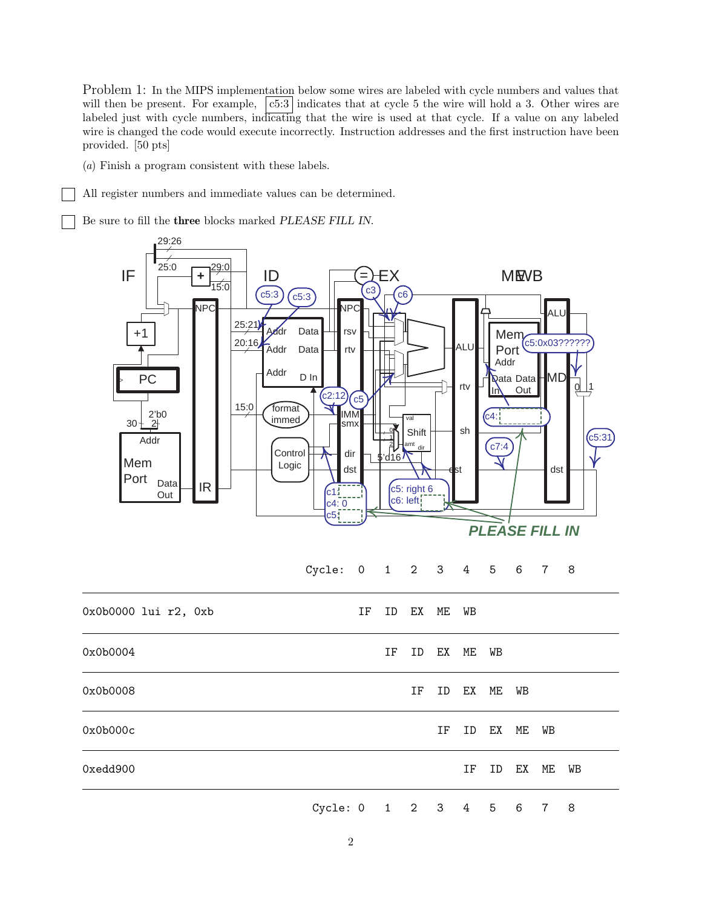Problem 1: In the MIPS implementation below some wires are labeled with cycle numbers and values that will then be present. For example, c5:3 indicates that at cycle 5 the wire will hold a 3. Other wires are labeled just with cycle numbers, indicating that the wire is used at that cycle. If a value on any labeled wire is changed the code would execute incorrectly. Instruction addresses and the first instruction have been provided. [50 pts]

(*a*) Finish a program consistent with these labels.

☐ All register numbers and immediate values can be determined.

☐ Be sure to fill the **three** blocks marked *PLEASE FILL IN*.

| | Cycle: | 0 | 1 | 2 | 3 | 4 | 5 | 6 | 7 | 8 |
|---|---|---|---|---|---|---|---|---|---|---|
| 0x0b0000 lui r2, 0xb | | IF | ID | EX | ME | WB | | | | |
| 0x0b0004 | | | IF | ID | EX | ME | WB | | | |
| 0x0b0008 | | | | IF | ID | EX | ME | WB | | |
| 0x0b000c | | | | | IF | ID | EX | ME | WB | |
| 0xedd900 | | | | | | IF | ID | EX | ME | WB |
| | Cycle: | 0 | 1 | 2 | 3 | 4 | 5 | 6 | 7 | 8 |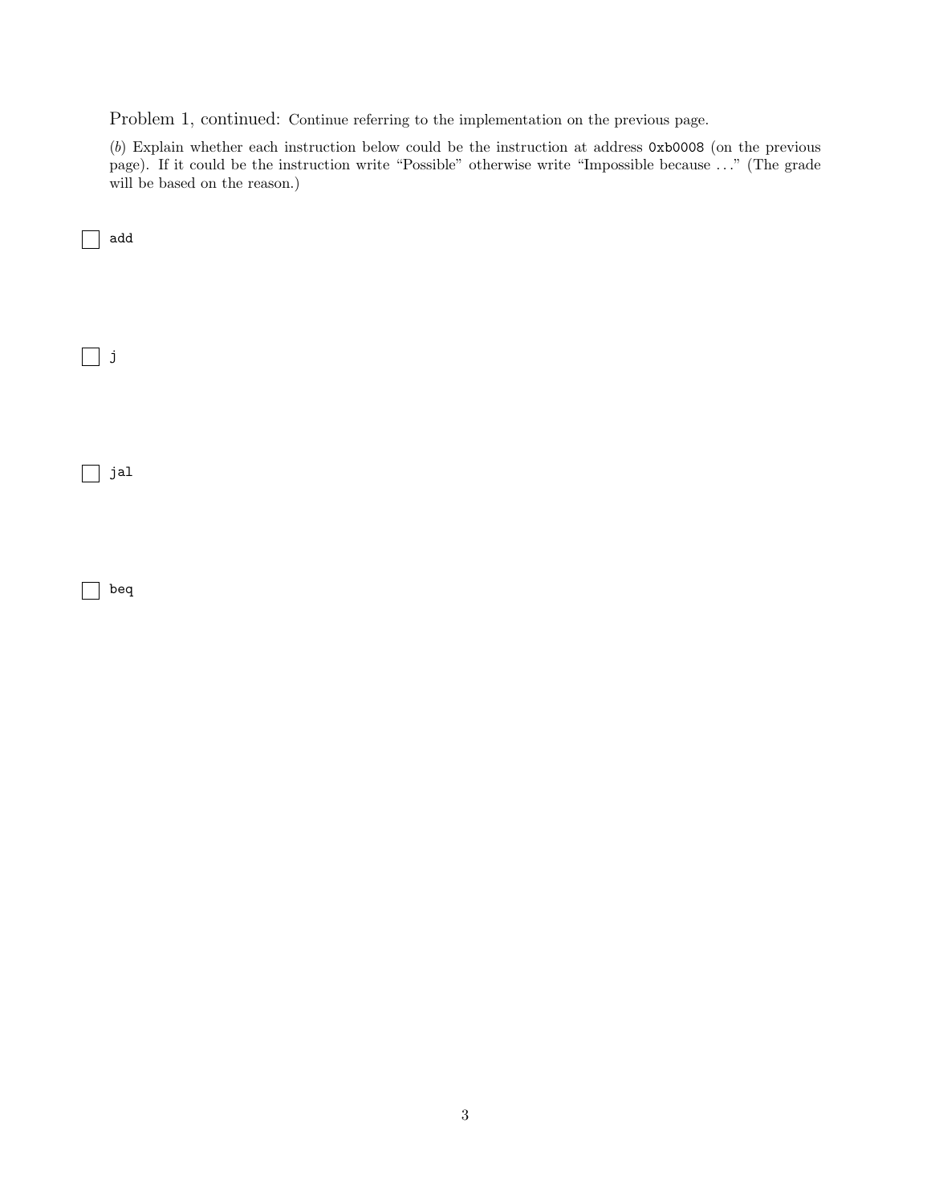Problem 1, continued: Continue referring to the implementation on the previous page.

(*b*) Explain whether each instruction below could be the instruction at address `0xb0008` (on the previous page). If it could be the instruction write "Possible" otherwise write "Impossible because ..." (The grade will be based on the reason.)

- [ ] `add`

- [ ] `j`

- [ ] `jal`

- [ ] `beq`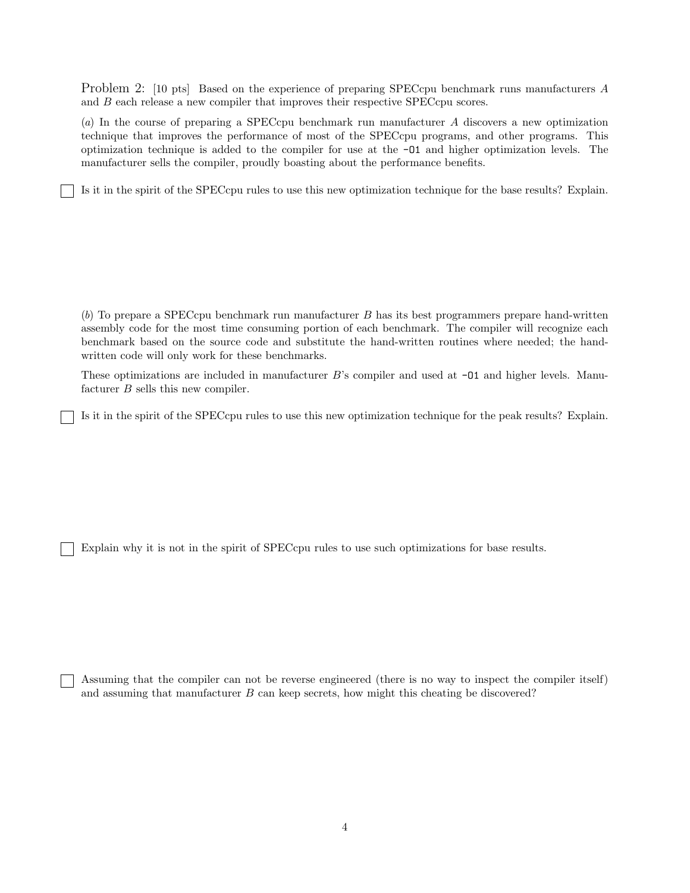Problem 2: [10 pts] Based on the experience of preparing SPECcpu benchmark runs manufacturers $A$ and $B$ each release a new compiler that improves their respective SPECcpu scores.

(*a*) In the course of preparing a SPECcpu benchmark run manufacturer $A$ discovers a new optimization technique that improves the performance of most of the SPECcpu programs, and other programs. This optimization technique is added to the compiler for use at the `-O1` and higher optimization levels. The manufacturer sells the compiler, proudly boasting about the performance benefits.

☐ Is it in the spirit of the SPECcpu rules to use this new optimization technique for the base results? Explain.

(*b*) To prepare a SPECcpu benchmark run manufacturer $B$ has its best programmers prepare hand-written assembly code for the most time consuming portion of each benchmark. The compiler will recognize each benchmark based on the source code and substitute the hand-written routines where needed; the hand-written code will only work for these benchmarks.

These optimizations are included in manufacturer $B$'s compiler and used at `-O1` and higher levels. Manufacturer $B$ sells this new compiler.

☐ Is it in the spirit of the SPECcpu rules to use this new optimization technique for the peak results? Explain.

☐ Explain why it is not in the spirit of SPECcpu rules to use such optimizations for base results.

☐ Assuming that the compiler can not be reverse engineered (there is no way to inspect the compiler itself) and assuming that manufacturer $B$ can keep secrets, how might this cheating be discovered?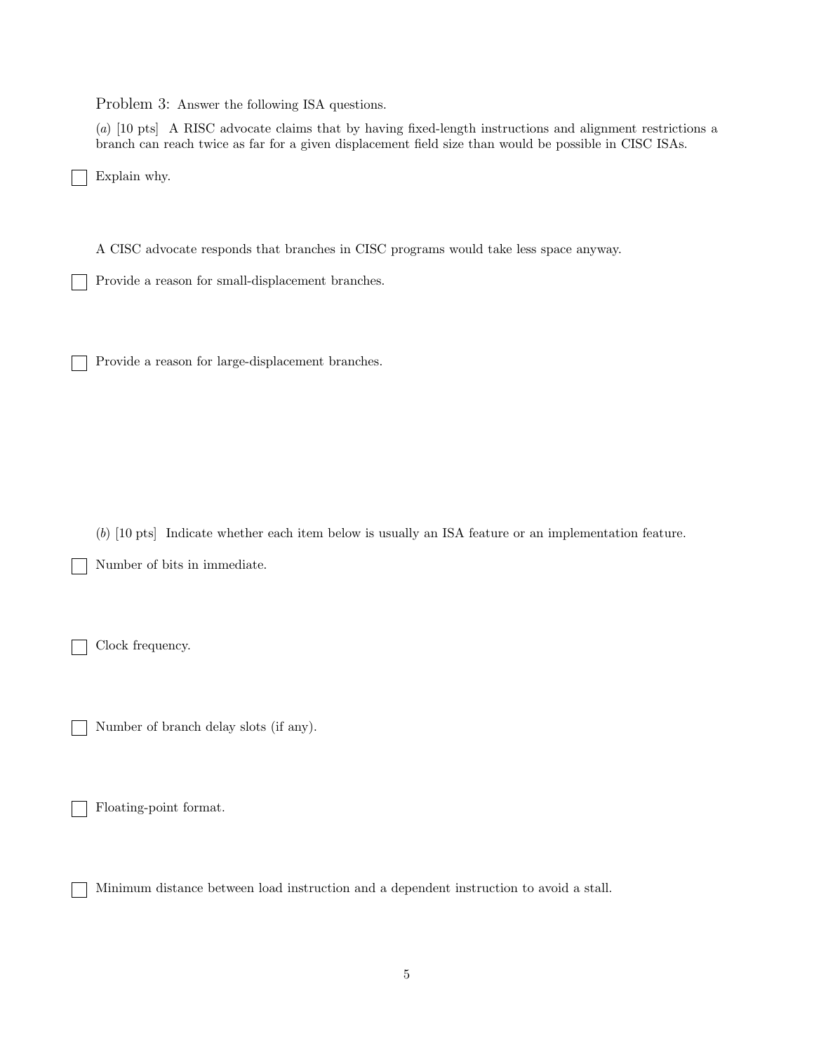Problem 3: Answer the following ISA questions.

(*a*) [10 pts] A RISC advocate claims that by having fixed-length instructions and alignment restrictions a branch can reach twice as far for a given displacement field size than would be possible in CISC ISAs.

☐ Explain why.

A CISC advocate responds that branches in CISC programs would take less space anyway.

☐ Provide a reason for small-displacement branches.

☐ Provide a reason for large-displacement branches.

(*b*) [10 pts] Indicate whether each item below is usually an ISA feature or an implementation feature.

☐ Number of bits in immediate.

☐ Clock frequency.

☐ Number of branch delay slots (if any).

☐ Floating-point format.

☐ Minimum distance between load instruction and a dependent instruction to avoid a stall.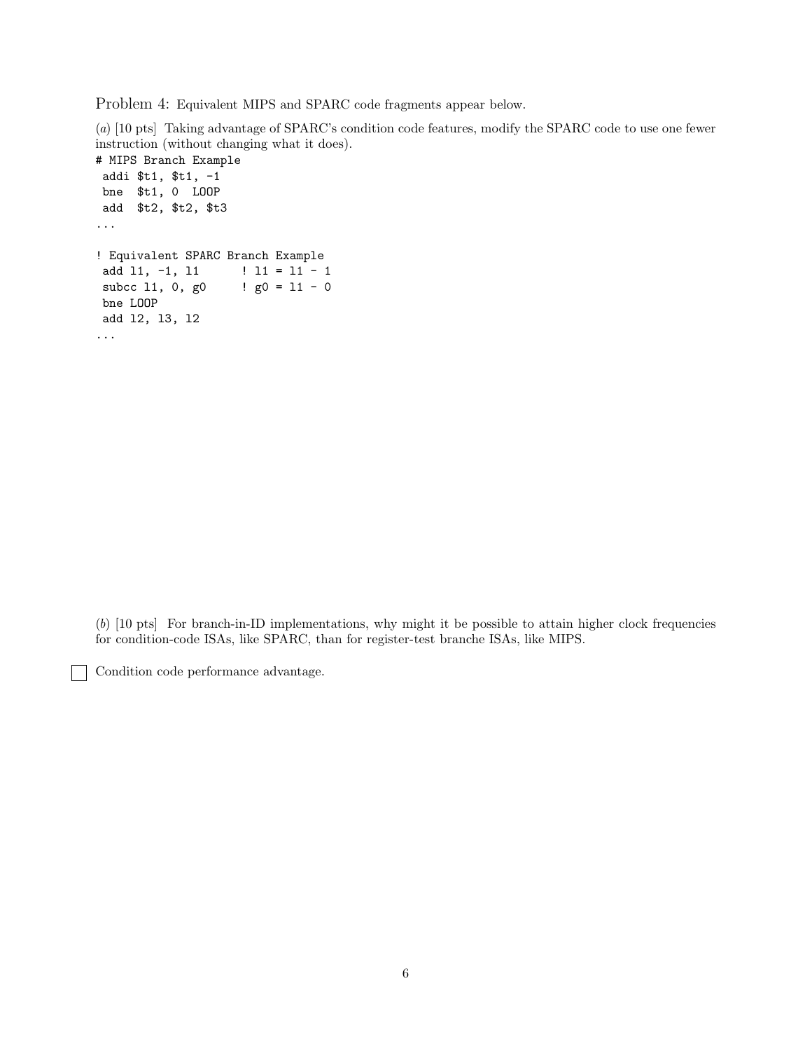Problem 4: Equivalent MIPS and SPARC code fragments appear below.

(*a*) [10 pts] Taking advantage of SPARC's condition code features, modify the SPARC code to use one fewer instruction (without changing what it does).

```
# MIPS Branch Example
 addi $t1, $t1, -1
 bne  $t1, 0  LOOP
 add  $t2, $t2, $t3
...

! Equivalent SPARC Branch Example
 add l1, -1, l1      ! l1 = l1 - 1
 subcc l1, 0, g0     ! g0 = l1 - 0
 bne LOOP
 add l2, l3, l2
...
```

(*b*) [10 pts] For branch-in-ID implementations, why might it be possible to attain higher clock frequencies for condition-code ISAs, like SPARC, than for register-test branche ISAs, like MIPS.

☐ Condition code performance advantage.